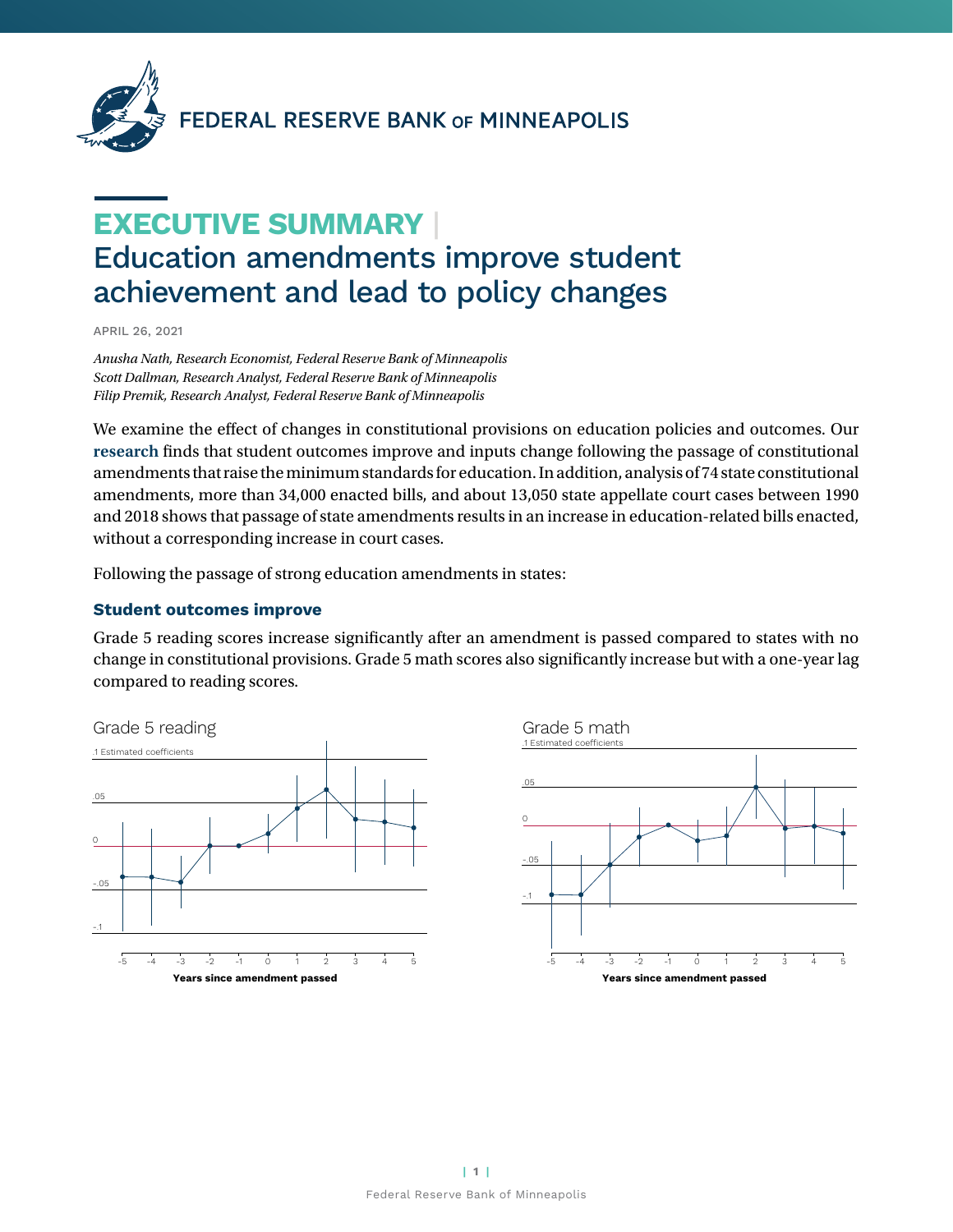# EXECUTIVE SUMMARY | Education amendments improve student achievement and lead to policy changes

APRIL 26, 2021

*Anusha Nath, Research Economist, Federal Reserve Bank of Minneapolis*
*Scott Dallman, Research Analyst, Federal Reserve Bank of Minneapolis*
*Filip Premik, Research Analyst, Federal Reserve Bank of Minneapolis*

We examine the effect of changes in constitutional provisions on education policies and outcomes. Our **research** finds that student outcomes improve and inputs change following the passage of constitutional amendments that raise the minimum standards for education. In addition, analysis of 74 state constitutional amendments, more than 34,000 enacted bills, and about 13,050 state appellate court cases between 1990 and 2018 shows that passage of state amendments results in an increase in education-related bills enacted, without a corresponding increase in court cases.

Following the passage of strong education amendments in states:

### Student outcomes improve

Grade 5 reading scores increase significantly after an amendment is passed compared to states with no change in constitutional provisions. Grade 5 math scores also significantly increase but with a one-year lag compared to reading scores.

Grade 5 reading

.1 Estimated coefficients

Years since amendment passed

Grade 5 math

.1 Estimated coefficients

Years since amendment passed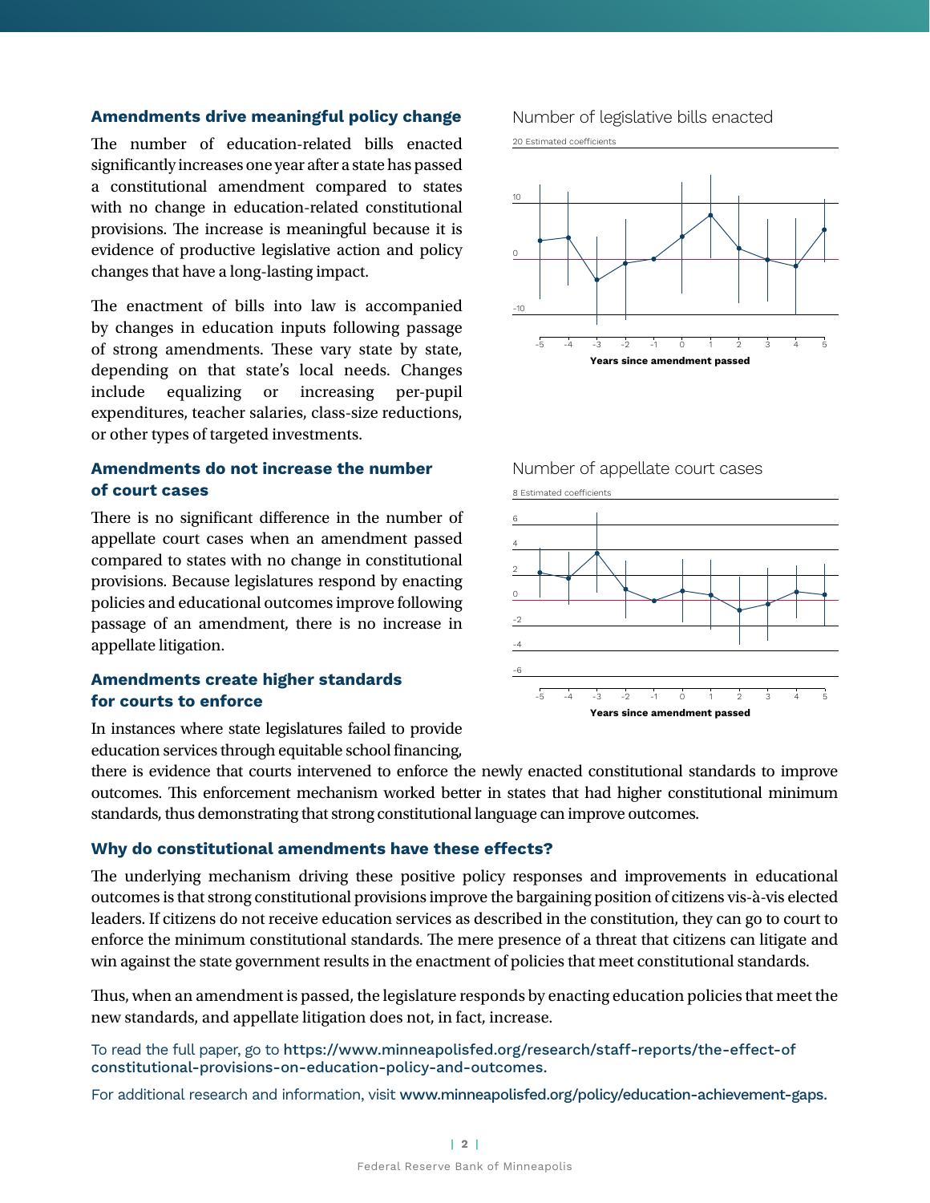### Amendments drive meaningful policy change

The number of education-related bills enacted significantly increases one year after a state has passed a constitutional amendment compared to states with no change in education-related constitutional provisions. The increase is meaningful because it is evidence of productive legislative action and policy changes that have a long-lasting impact.

The enactment of bills into law is accompanied by changes in education inputs following passage of strong amendments. These vary state by state, depending on that state's local needs. Changes include equalizing or increasing per-pupil expenditures, teacher salaries, class-size reductions, or other types of targeted investments.

Number of legislative bills enacted

20 Estimated coefficients

10

0

-10

-5 -4 -3 -2 -1 0 1 2 3 4 5

Years since amendment passed

### Amendments do not increase the number of court cases

There is no significant difference in the number of appellate court cases when an amendment passed compared to states with no change in constitutional provisions. Because legislatures respond by enacting policies and educational outcomes improve following passage of an amendment, there is no increase in appellate litigation.

Number of appellate court cases

8 Estimated coefficients

6

4

2

0

-2

-4

-6

-5 -4 -3 -2 -1 0 1 2 3 4 5

Years since amendment passed

### Amendments create higher standards for courts to enforce

In instances where state legislatures failed to provide education services through equitable school financing, there is evidence that courts intervened to enforce the newly enacted constitutional standards to improve outcomes. This enforcement mechanism worked better in states that had higher constitutional minimum standards, thus demonstrating that strong constitutional language can improve outcomes.

### Why do constitutional amendments have these effects?

The underlying mechanism driving these positive policy responses and improvements in educational outcomes is that strong constitutional provisions improve the bargaining position of citizens vis-à-vis elected leaders. If citizens do not receive education services as described in the constitution, they can go to court to enforce the minimum constitutional standards. The mere presence of a threat that citizens can litigate and win against the state government results in the enactment of policies that meet constitutional standards.

Thus, when an amendment is passed, the legislature responds by enacting education policies that meet the new standards, and appellate litigation does not, in fact, increase.

To read the full paper, go to **https://www.minneapolisfed.org/research/staff-reports/the-effect-of constitutional-provisions-on-education-policy-and-outcomes.**

For additional research and information, visit **www.minneapolisfed.org/policy/education-achievement-gaps.**